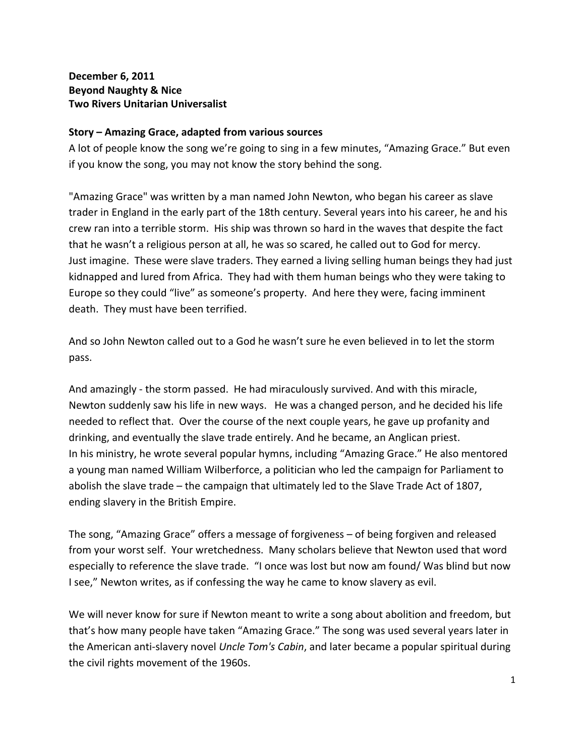**December 6, 2011**
**Beyond Naughty & Nice**
**Two Rivers Unitarian Universalist**

**Story – Amazing Grace, adapted from various sources**

A lot of people know the song we're going to sing in a few minutes, "Amazing Grace." But even if you know the song, you may not know the story behind the song.

"Amazing Grace" was written by a man named John Newton, who began his career as slave trader in England in the early part of the 18th century. Several years into his career, he and his crew ran into a terrible storm. His ship was thrown so hard in the waves that despite the fact that he wasn't a religious person at all, he was so scared, he called out to God for mercy. Just imagine. These were slave traders. They earned a living selling human beings they had just kidnapped and lured from Africa. They had with them human beings who they were taking to Europe so they could "live" as someone's property. And here they were, facing imminent death. They must have been terrified.

And so John Newton called out to a God he wasn't sure he even believed in to let the storm pass.

And amazingly - the storm passed. He had miraculously survived. And with this miracle, Newton suddenly saw his life in new ways. He was a changed person, and he decided his life needed to reflect that. Over the course of the next couple years, he gave up profanity and drinking, and eventually the slave trade entirely. And he became, an Anglican priest. In his ministry, he wrote several popular hymns, including "Amazing Grace." He also mentored a young man named William Wilberforce, a politician who led the campaign for Parliament to abolish the slave trade – the campaign that ultimately led to the Slave Trade Act of 1807, ending slavery in the British Empire.

The song, "Amazing Grace" offers a message of forgiveness – of being forgiven and released from your worst self. Your wretchedness. Many scholars believe that Newton used that word especially to reference the slave trade. "I once was lost but now am found/ Was blind but now I see," Newton writes, as if confessing the way he came to know slavery as evil.

We will never know for sure if Newton meant to write a song about abolition and freedom, but that's how many people have taken "Amazing Grace." The song was used several years later in the American anti-slavery novel *Uncle Tom's Cabin*, and later became a popular spiritual during the civil rights movement of the 1960s.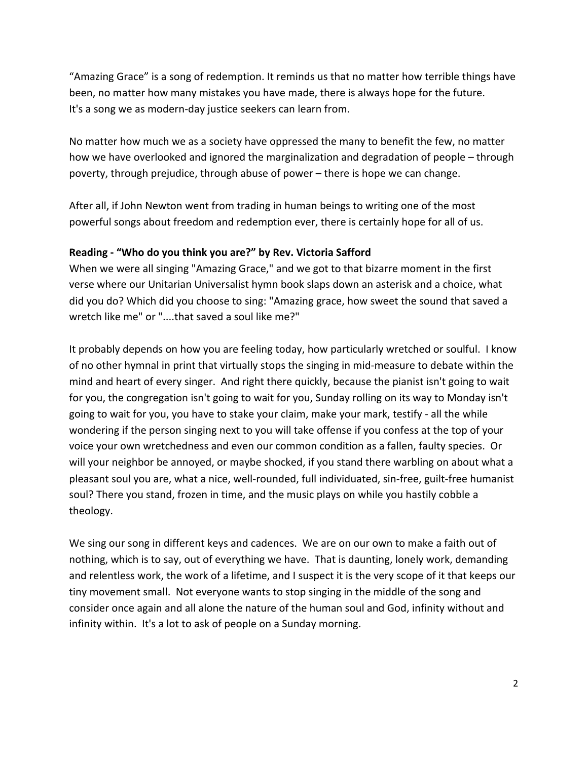"Amazing Grace" is a song of redemption. It reminds us that no matter how terrible things have been, no matter how many mistakes you have made, there is always hope for the future. It's a song we as modern-day justice seekers can learn from.

No matter how much we as a society have oppressed the many to benefit the few, no matter how we have overlooked and ignored the marginalization and degradation of people – through poverty, through prejudice, through abuse of power – there is hope we can change.

After all, if John Newton went from trading in human beings to writing one of the most powerful songs about freedom and redemption ever, there is certainly hope for all of us.

**Reading - "Who do you think you are?" by Rev. Victoria Safford**

When we were all singing "Amazing Grace," and we got to that bizarre moment in the first verse where our Unitarian Universalist hymn book slaps down an asterisk and a choice, what did you do? Which did you choose to sing: "Amazing grace, how sweet the sound that saved a wretch like me" or "....that saved a soul like me?"

It probably depends on how you are feeling today, how particularly wretched or soulful. I know of no other hymnal in print that virtually stops the singing in mid-measure to debate within the mind and heart of every singer. And right there quickly, because the pianist isn't going to wait for you, the congregation isn't going to wait for you, Sunday rolling on its way to Monday isn't going to wait for you, you have to stake your claim, make your mark, testify - all the while wondering if the person singing next to you will take offense if you confess at the top of your voice your own wretchedness and even our common condition as a fallen, faulty species. Or will your neighbor be annoyed, or maybe shocked, if you stand there warbling on about what a pleasant soul you are, what a nice, well-rounded, full individuated, sin-free, guilt-free humanist soul? There you stand, frozen in time, and the music plays on while you hastily cobble a theology.

We sing our song in different keys and cadences. We are on our own to make a faith out of nothing, which is to say, out of everything we have. That is daunting, lonely work, demanding and relentless work, the work of a lifetime, and I suspect it is the very scope of it that keeps our tiny movement small. Not everyone wants to stop singing in the middle of the song and consider once again and all alone the nature of the human soul and God, infinity without and infinity within. It's a lot to ask of people on a Sunday morning.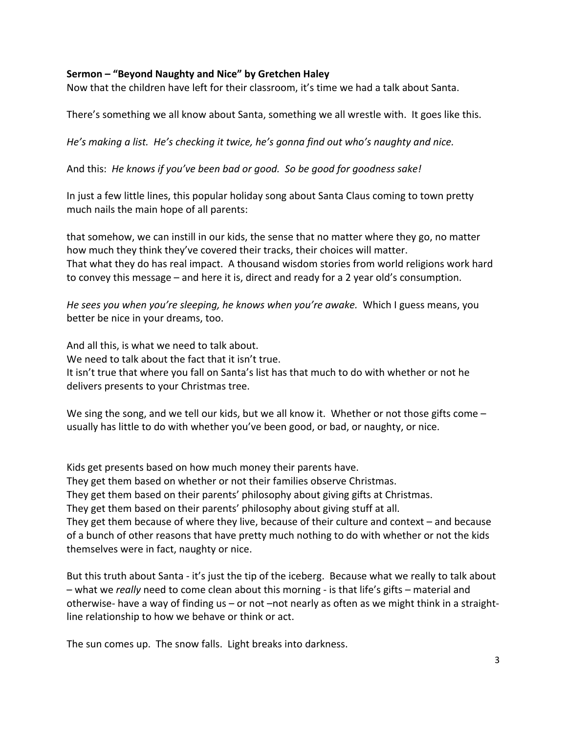**Sermon – "Beyond Naughty and Nice" by Gretchen Haley**

Now that the children have left for their classroom, it's time we had a talk about Santa.

There's something we all know about Santa, something we all wrestle with. It goes like this.

*He's making a list. He's checking it twice, he's gonna find out who's naughty and nice.*

And this: *He knows if you've been bad or good. So be good for goodness sake!*

In just a few little lines, this popular holiday song about Santa Claus coming to town pretty much nails the main hope of all parents:

that somehow, we can instill in our kids, the sense that no matter where they go, no matter how much they think they've covered their tracks, their choices will matter.
That what they do has real impact. A thousand wisdom stories from world religions work hard to convey this message – and here it is, direct and ready for a 2 year old's consumption.

*He sees you when you're sleeping, he knows when you're awake.* Which I guess means, you better be nice in your dreams, too.

And all this, is what we need to talk about.
We need to talk about the fact that it isn't true.
It isn't true that where you fall on Santa's list has that much to do with whether or not he delivers presents to your Christmas tree.

We sing the song, and we tell our kids, but we all know it. Whether or not those gifts come – usually has little to do with whether you've been good, or bad, or naughty, or nice.

Kids get presents based on how much money their parents have.
They get them based on whether or not their families observe Christmas.
They get them based on their parents' philosophy about giving gifts at Christmas.
They get them based on their parents' philosophy about giving stuff at all.
They get them because of where they live, because of their culture and context – and because of a bunch of other reasons that have pretty much nothing to do with whether or not the kids themselves were in fact, naughty or nice.

But this truth about Santa - it's just the tip of the iceberg. Because what we really to talk about – what we *really* need to come clean about this morning - is that life's gifts – material and otherwise- have a way of finding us – or not –not nearly as often as we might think in a straight-line relationship to how we behave or think or act.

The sun comes up. The snow falls. Light breaks into darkness.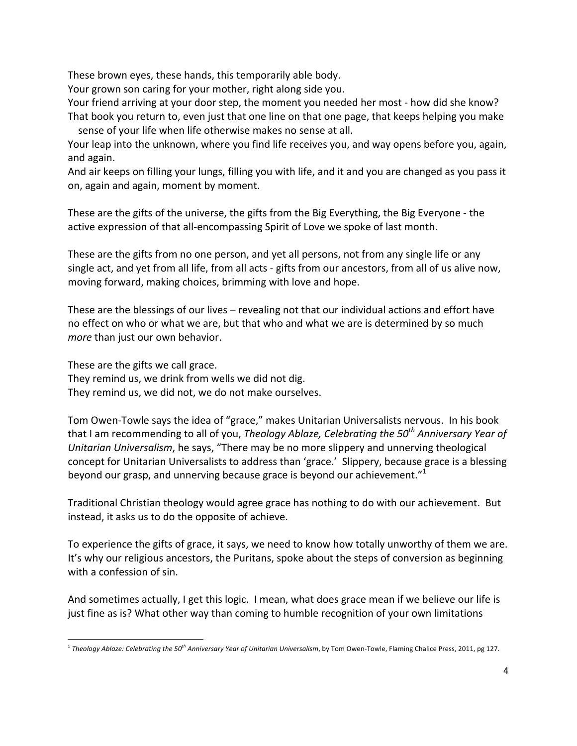These brown eyes, these hands, this temporarily able body.
Your grown son caring for your mother, right along side you.
Your friend arriving at your door step, the moment you needed her most - how did she know?
That book you return to, even just that one line on that one page, that keeps helping you make sense of your life when life otherwise makes no sense at all.
Your leap into the unknown, where you find life receives you, and way opens before you, again, and again.
And air keeps on filling your lungs, filling you with life, and it and you are changed as you pass it on, again and again, moment by moment.

These are the gifts of the universe, the gifts from the Big Everything, the Big Everyone - the active expression of that all-encompassing Spirit of Love we spoke of last month.

These are the gifts from no one person, and yet all persons, not from any single life or any single act, and yet from all life, from all acts - gifts from our ancestors, from all of us alive now, moving forward, making choices, brimming with love and hope.

These are the blessings of our lives – revealing not that our individual actions and effort have no effect on who or what we are, but that who and what we are is determined by so much *more* than just our own behavior.

These are the gifts we call grace.
They remind us, we drink from wells we did not dig.
They remind us, we did not, we do not make ourselves.

Tom Owen-Towle says the idea of "grace," makes Unitarian Universalists nervous. In his book that I am recommending to all of you, *Theology Ablaze, Celebrating the 50th Anniversary Year of Unitarian Universalism*, he says, "There may be no more slippery and unnerving theological concept for Unitarian Universalists to address than 'grace.' Slippery, because grace is a blessing beyond our grasp, and unnerving because grace is beyond our achievement."[1]

Traditional Christian theology would agree grace has nothing to do with our achievement. But instead, it asks us to do the opposite of achieve.

To experience the gifts of grace, it says, we need to know how totally unworthy of them we are. It's why our religious ancestors, the Puritans, spoke about the steps of conversion as beginning with a confession of sin.

And sometimes actually, I get this logic. I mean, what does grace mean if we believe our life is just fine as is? What other way than coming to humble recognition of your own limitations

[1] *Theology Ablaze: Celebrating the 50th Anniversary Year of Unitarian Universalism*, by Tom Owen-Towle, Flaming Chalice Press, 2011, pg 127.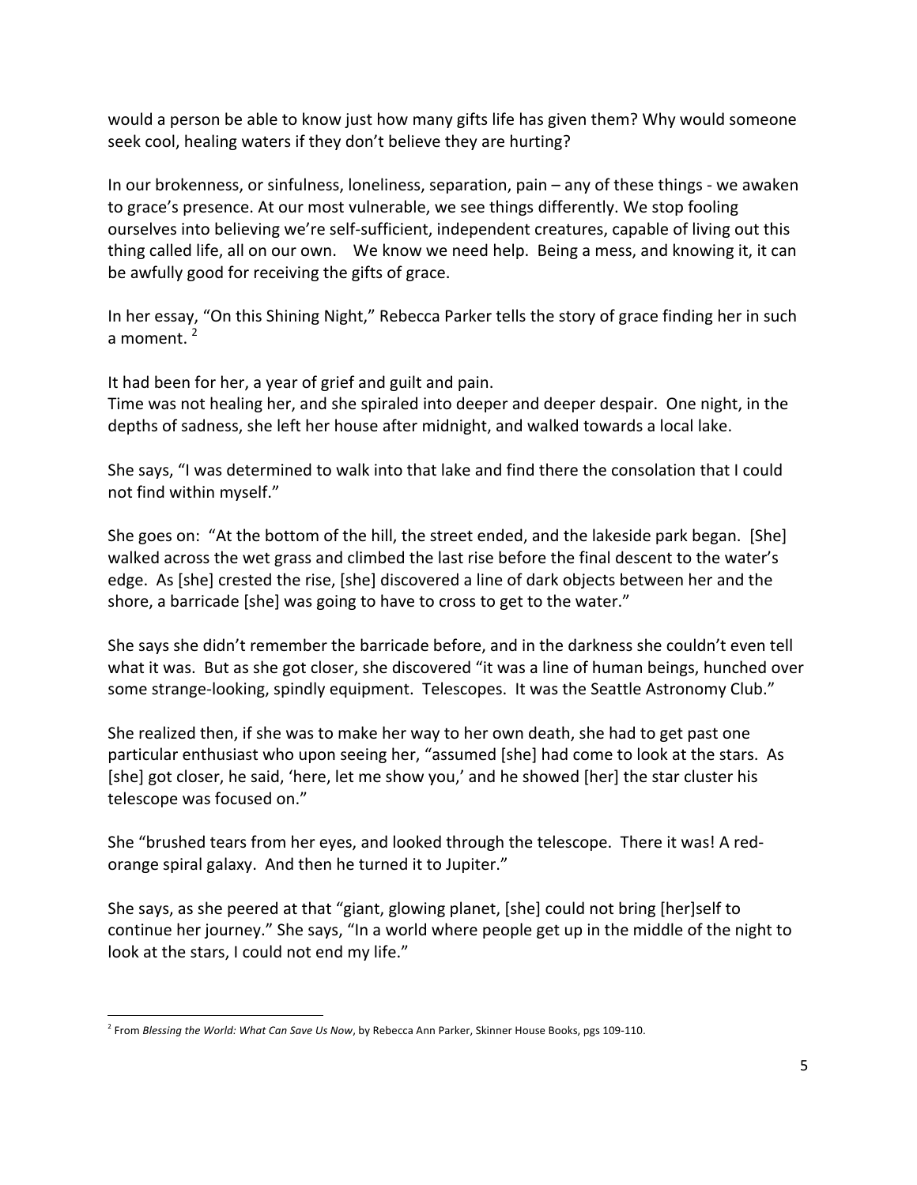would a person be able to know just how many gifts life has given them? Why would someone seek cool, healing waters if they don't believe they are hurting?

In our brokenness, or sinfulness, loneliness, separation, pain – any of these things - we awaken to grace's presence. At our most vulnerable, we see things differently. We stop fooling ourselves into believing we're self-sufficient, independent creatures, capable of living out this thing called life, all on our own. We know we need help. Being a mess, and knowing it, it can be awfully good for receiving the gifts of grace.

In her essay, "On this Shining Night," Rebecca Parker tells the story of grace finding her in such a moment. [2]

It had been for her, a year of grief and guilt and pain.
Time was not healing her, and she spiraled into deeper and deeper despair. One night, in the depths of sadness, she left her house after midnight, and walked towards a local lake.

She says, "I was determined to walk into that lake and find there the consolation that I could not find within myself."

She goes on: "At the bottom of the hill, the street ended, and the lakeside park began. [She] walked across the wet grass and climbed the last rise before the final descent to the water's edge. As [she] crested the rise, [she] discovered a line of dark objects between her and the shore, a barricade [she] was going to have to cross to get to the water."

She says she didn't remember the barricade before, and in the darkness she couldn't even tell what it was. But as she got closer, she discovered "it was a line of human beings, hunched over some strange-looking, spindly equipment. Telescopes. It was the Seattle Astronomy Club."

She realized then, if she was to make her way to her own death, she had to get past one particular enthusiast who upon seeing her, "assumed [she] had come to look at the stars. As [she] got closer, he said, 'here, let me show you,' and he showed [her] the star cluster his telescope was focused on."

She "brushed tears from her eyes, and looked through the telescope. There it was! A red-orange spiral galaxy. And then he turned it to Jupiter."

She says, as she peered at that "giant, glowing planet, [she] could not bring [her]self to continue her journey." She says, "In a world where people get up in the middle of the night to look at the stars, I could not end my life."

---

[2] From *Blessing the World: What Can Save Us Now*, by Rebecca Ann Parker, Skinner House Books, pgs 109-110.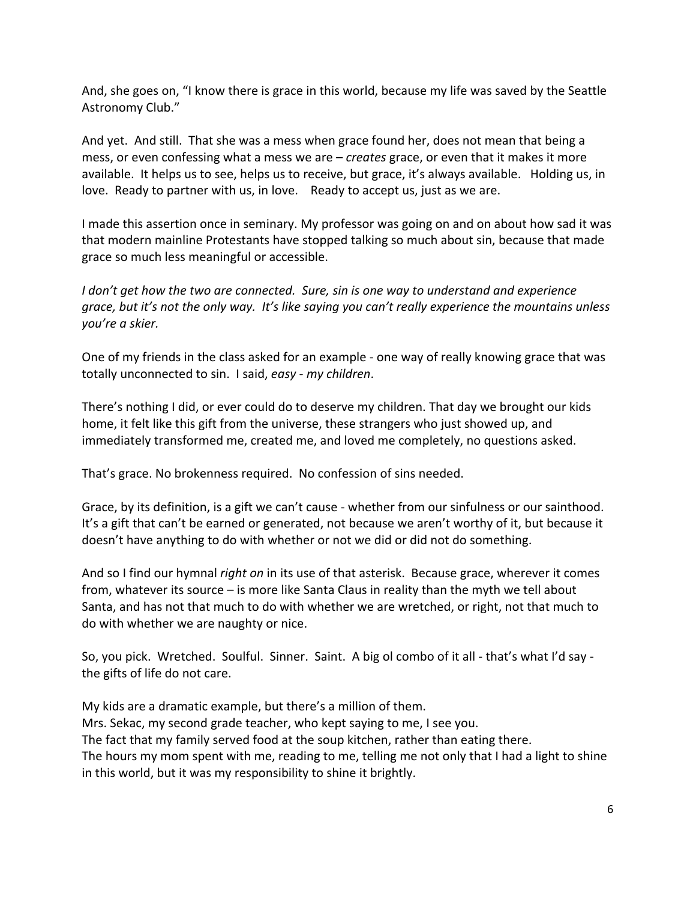And, she goes on, "I know there is grace in this world, because my life was saved by the Seattle Astronomy Club."

And yet. And still. That she was a mess when grace found her, does not mean that being a mess, or even confessing what a mess we are – *creates* grace, or even that it makes it more available. It helps us to see, helps us to receive, but grace, it's always available. Holding us, in love. Ready to partner with us, in love. Ready to accept us, just as we are.

I made this assertion once in seminary. My professor was going on and on about how sad it was that modern mainline Protestants have stopped talking so much about sin, because that made grace so much less meaningful or accessible.

*I don't get how the two are connected. Sure, sin is one way to understand and experience grace, but it's not the only way. It's like saying you can't really experience the mountains unless you're a skier.*

One of my friends in the class asked for an example - one way of really knowing grace that was totally unconnected to sin. I said, *easy* - *my children*.

There's nothing I did, or ever could do to deserve my children. That day we brought our kids home, it felt like this gift from the universe, these strangers who just showed up, and immediately transformed me, created me, and loved me completely, no questions asked.

That's grace. No brokenness required. No confession of sins needed.

Grace, by its definition, is a gift we can't cause - whether from our sinfulness or our sainthood. It's a gift that can't be earned or generated, not because we aren't worthy of it, but because it doesn't have anything to do with whether or not we did or did not do something.

And so I find our hymnal *right on* in its use of that asterisk. Because grace, wherever it comes from, whatever its source – is more like Santa Claus in reality than the myth we tell about Santa, and has not that much to do with whether we are wretched, or right, not that much to do with whether we are naughty or nice.

So, you pick. Wretched. Soulful. Sinner. Saint. A big ol combo of it all - that's what I'd say - the gifts of life do not care.

My kids are a dramatic example, but there's a million of them.
Mrs. Sekac, my second grade teacher, who kept saying to me, I see you.
The fact that my family served food at the soup kitchen, rather than eating there.
The hours my mom spent with me, reading to me, telling me not only that I had a light to shine in this world, but it was my responsibility to shine it brightly.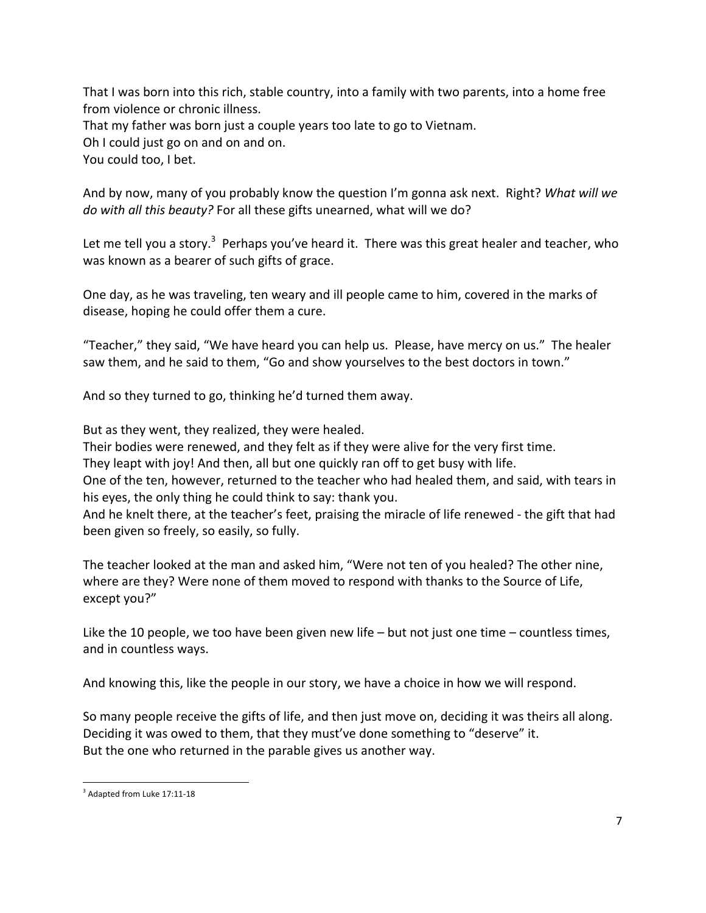That I was born into this rich, stable country, into a family with two parents, into a home free from violence or chronic illness.
That my father was born just a couple years too late to go to Vietnam.
Oh I could just go on and on and on.
You could too, I bet.

And by now, many of you probably know the question I'm gonna ask next. Right? *What will we do with all this beauty?* For all these gifts unearned, what will we do?

Let me tell you a story.[3] Perhaps you've heard it. There was this great healer and teacher, who was known as a bearer of such gifts of grace.

One day, as he was traveling, ten weary and ill people came to him, covered in the marks of disease, hoping he could offer them a cure.

"Teacher," they said, "We have heard you can help us. Please, have mercy on us." The healer saw them, and he said to them, "Go and show yourselves to the best doctors in town."

And so they turned to go, thinking he'd turned them away.

But as they went, they realized, they were healed.
Their bodies were renewed, and they felt as if they were alive for the very first time.
They leapt with joy! And then, all but one quickly ran off to get busy with life.
One of the ten, however, returned to the teacher who had healed them, and said, with tears in his eyes, the only thing he could think to say: thank you.
And he knelt there, at the teacher's feet, praising the miracle of life renewed - the gift that had been given so freely, so easily, so fully.

The teacher looked at the man and asked him, "Were not ten of you healed? The other nine, where are they? Were none of them moved to respond with thanks to the Source of Life, except you?"

Like the 10 people, we too have been given new life – but not just one time – countless times, and in countless ways.

And knowing this, like the people in our story, we have a choice in how we will respond.

So many people receive the gifts of life, and then just move on, deciding it was theirs all along.
Deciding it was owed to them, that they must've done something to "deserve" it.
But the one who returned in the parable gives us another way.

---

[3] Adapted from Luke 17:11-18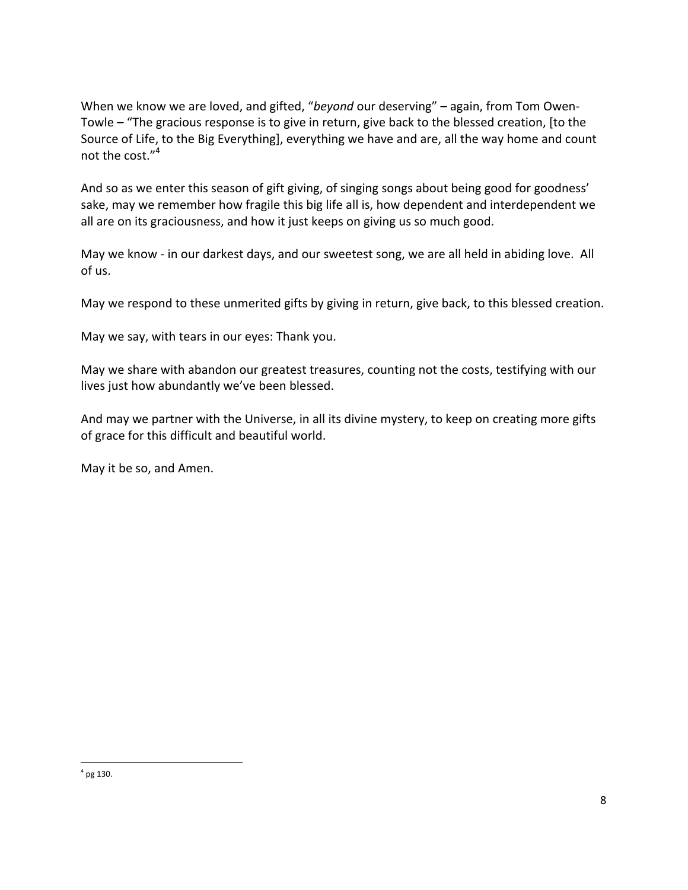When we know we are loved, and gifted, "*beyond* our deserving" – again, from Tom Owen-Towle – "The gracious response is to give in return, give back to the blessed creation, [to the Source of Life, to the Big Everything], everything we have and are, all the way home and count not the cost."[4]

And so as we enter this season of gift giving, of singing songs about being good for goodness' sake, may we remember how fragile this big life all is, how dependent and interdependent we all are on its graciousness, and how it just keeps on giving us so much good.

May we know - in our darkest days, and our sweetest song, we are all held in abiding love. All of us.

May we respond to these unmerited gifts by giving in return, give back, to this blessed creation.

May we say, with tears in our eyes: Thank you.

May we share with abandon our greatest treasures, counting not the costs, testifying with our lives just how abundantly we've been blessed.

And may we partner with the Universe, in all its divine mystery, to keep on creating more gifts of grace for this difficult and beautiful world.

May it be so, and Amen.

---

[4] pg 130.